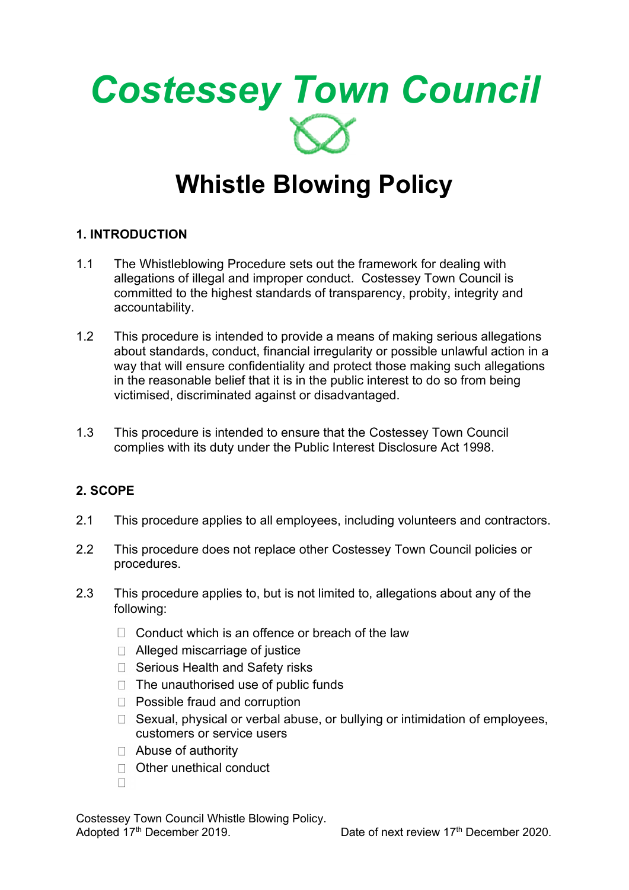# Costessey Town Council

## Whistle Blowing Policy

### 1. INTRODUCTION

1.1 The Whistleblowing Procedure sets out the framework for dealing with allegations of illegal and improper conduct. Costessey Town Council is committed to the highest standards of transparency, probity, integrity and accountability.

1.2 This procedure is intended to provide a means of making serious allegations about standards, conduct, financial irregularity or possible unlawful action in a way that will ensure confidentiality and protect those making such allegations in the reasonable belief that it is in the public interest to do so from being victimised, discriminated against or disadvantaged.

1.3 This procedure is intended to ensure that the Costessey Town Council complies with its duty under the Public Interest Disclosure Act 1998.

### 2. SCOPE

2.1 This procedure applies to all employees, including volunteers and contractors.

2.2 This procedure does not replace other Costessey Town Council policies or procedures.

2.3 This procedure applies to, but is not limited to, allegations about any of the following:

- Conduct which is an offence or breach of the law
- Alleged miscarriage of justice
- Serious Health and Safety risks
- The unauthorised use of public funds
- Possible fraud and corruption
- Sexual, physical or verbal abuse, or bullying or intimidation of employees, customers or service users
- Abuse of authority
- Other unethical conduct

Costessey Town Council Whistle Blowing Policy.
Adopted 17th December 2019. Date of next review 17th December 2020.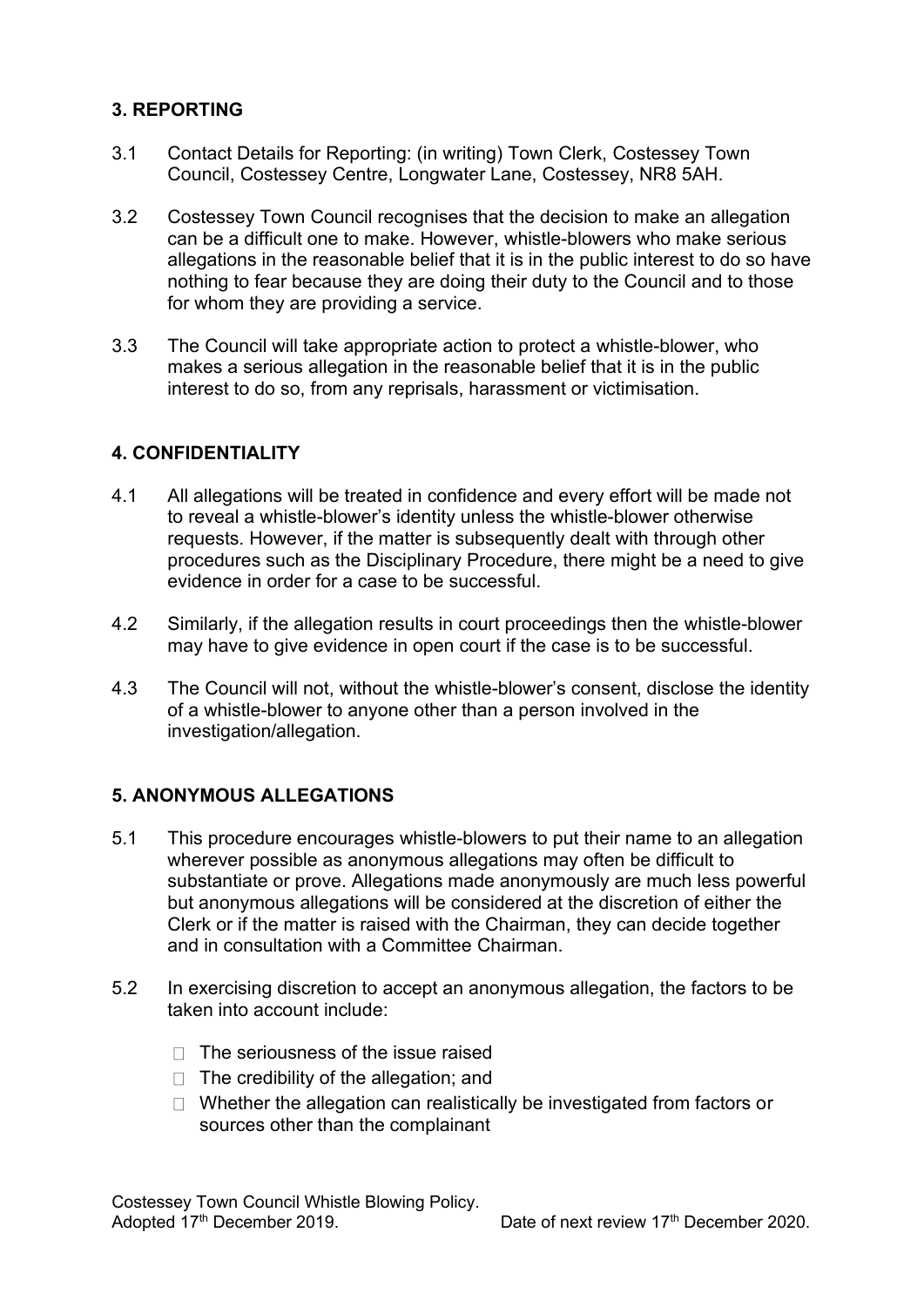## 3. REPORTING

3.1 Contact Details for Reporting: (in writing) Town Clerk, Costessey Town Council, Costessey Centre, Longwater Lane, Costessey, NR8 5AH.

3.2 Costessey Town Council recognises that the decision to make an allegation can be a difficult one to make. However, whistle-blowers who make serious allegations in the reasonable belief that it is in the public interest to do so have nothing to fear because they are doing their duty to the Council and to those for whom they are providing a service.

3.3 The Council will take appropriate action to protect a whistle-blower, who makes a serious allegation in the reasonable belief that it is in the public interest to do so, from any reprisals, harassment or victimisation.

## 4. CONFIDENTIALITY

4.1 All allegations will be treated in confidence and every effort will be made not to reveal a whistle-blower's identity unless the whistle-blower otherwise requests. However, if the matter is subsequently dealt with through other procedures such as the Disciplinary Procedure, there might be a need to give evidence in order for a case to be successful.

4.2 Similarly, if the allegation results in court proceedings then the whistle-blower may have to give evidence in open court if the case is to be successful.

4.3 The Council will not, without the whistle-blower's consent, disclose the identity of a whistle-blower to anyone other than a person involved in the investigation/allegation.

## 5. ANONYMOUS ALLEGATIONS

5.1 This procedure encourages whistle-blowers to put their name to an allegation wherever possible as anonymous allegations may often be difficult to substantiate or prove. Allegations made anonymously are much less powerful but anonymous allegations will be considered at the discretion of either the Clerk or if the matter is raised with the Chairman, they can decide together and in consultation with a Committee Chairman.

5.2 In exercising discretion to accept an anonymous allegation, the factors to be taken into account include:

- The seriousness of the issue raised
- The credibility of the allegation; and
- Whether the allegation can realistically be investigated from factors or sources other than the complainant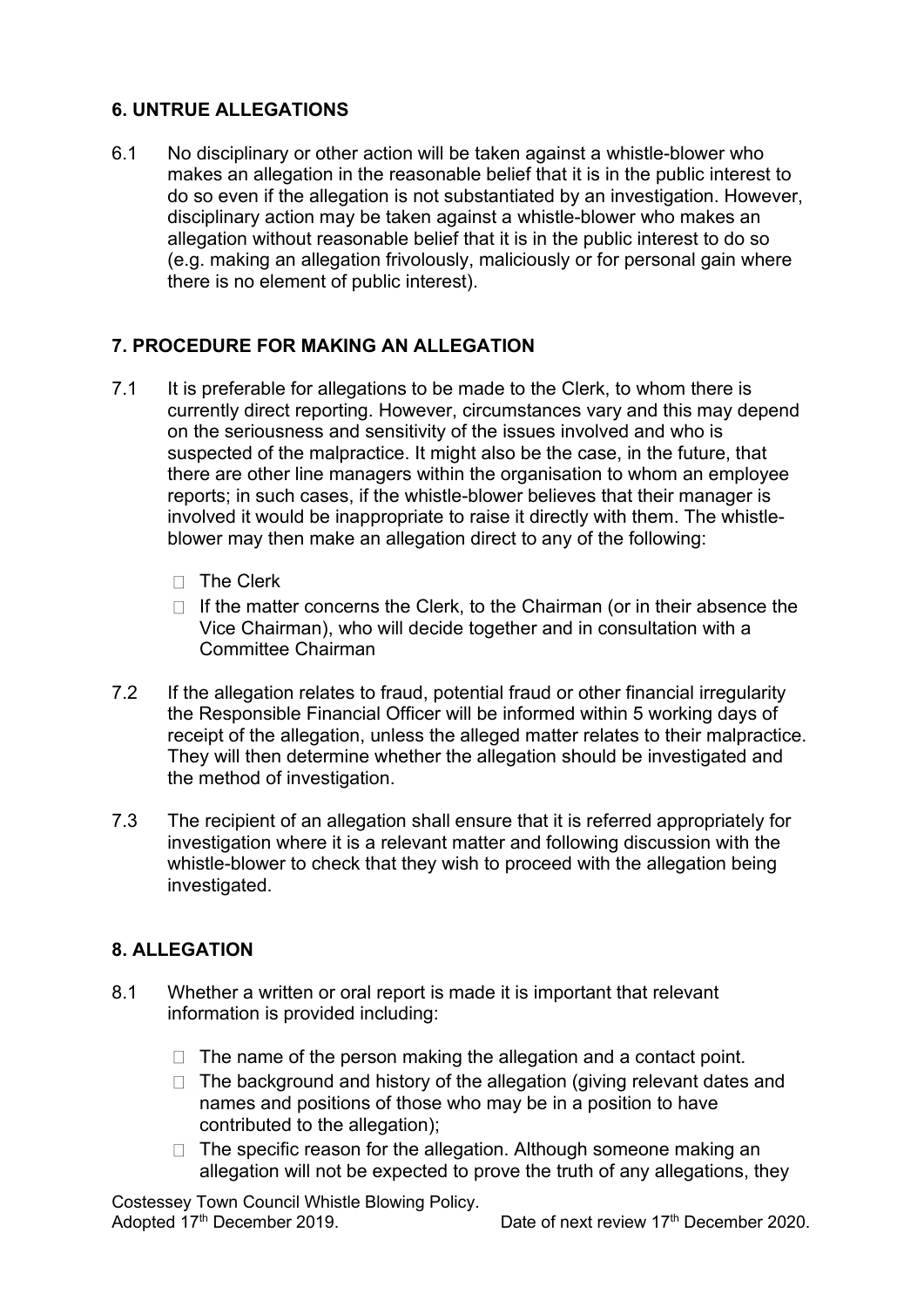## 6. UNTRUE ALLEGATIONS

6.1 No disciplinary or other action will be taken against a whistle-blower who makes an allegation in the reasonable belief that it is in the public interest to do so even if the allegation is not substantiated by an investigation. However, disciplinary action may be taken against a whistle-blower who makes an allegation without reasonable belief that it is in the public interest to do so (e.g. making an allegation frivolously, maliciously or for personal gain where there is no element of public interest).

## 7. PROCEDURE FOR MAKING AN ALLEGATION

7.1 It is preferable for allegations to be made to the Clerk, to whom there is currently direct reporting. However, circumstances vary and this may depend on the seriousness and sensitivity of the issues involved and who is suspected of the malpractice. It might also be the case, in the future, that there are other line managers within the organisation to whom an employee reports; in such cases, if the whistle-blower believes that their manager is involved it would be inappropriate to raise it directly with them. The whistle-blower may then make an allegation direct to any of the following:

- The Clerk
- If the matter concerns the Clerk, to the Chairman (or in their absence the Vice Chairman), who will decide together and in consultation with a Committee Chairman

7.2 If the allegation relates to fraud, potential fraud or other financial irregularity the Responsible Financial Officer will be informed within 5 working days of receipt of the allegation, unless the alleged matter relates to their malpractice. They will then determine whether the allegation should be investigated and the method of investigation.

7.3 The recipient of an allegation shall ensure that it is referred appropriately for investigation where it is a relevant matter and following discussion with the whistle-blower to check that they wish to proceed with the allegation being investigated.

## 8. ALLEGATION

8.1 Whether a written or oral report is made it is important that relevant information is provided including:

- The name of the person making the allegation and a contact point.
- The background and history of the allegation (giving relevant dates and names and positions of those who may be in a position to have contributed to the allegation);
- The specific reason for the allegation. Although someone making an allegation will not be expected to prove the truth of any allegations, they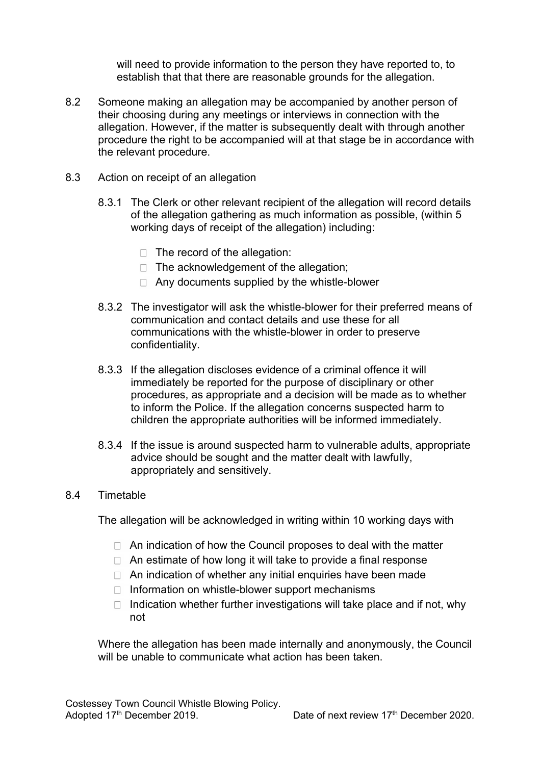will need to provide information to the person they have reported to, to establish that that there are reasonable grounds for the allegation.

8.2 Someone making an allegation may be accompanied by another person of their choosing during any meetings or interviews in connection with the allegation. However, if the matter is subsequently dealt with through another procedure the right to be accompanied will at that stage be in accordance with the relevant procedure.

8.3 Action on receipt of an allegation

8.3.1 The Clerk or other relevant recipient of the allegation will record details of the allegation gathering as much information as possible, (within 5 working days of receipt of the allegation) including:

- The record of the allegation:
- The acknowledgement of the allegation;
- Any documents supplied by the whistle-blower

8.3.2 The investigator will ask the whistle-blower for their preferred means of communication and contact details and use these for all communications with the whistle-blower in order to preserve confidentiality.

8.3.3 If the allegation discloses evidence of a criminal offence it will immediately be reported for the purpose of disciplinary or other procedures, as appropriate and a decision will be made as to whether to inform the Police. If the allegation concerns suspected harm to children the appropriate authorities will be informed immediately.

8.3.4 If the issue is around suspected harm to vulnerable adults, appropriate advice should be sought and the matter dealt with lawfully, appropriately and sensitively.

8.4 Timetable

The allegation will be acknowledged in writing within 10 working days with

- An indication of how the Council proposes to deal with the matter
- An estimate of how long it will take to provide a final response
- An indication of whether any initial enquiries have been made
- Information on whistle-blower support mechanisms
- Indication whether further investigations will take place and if not, why not

Where the allegation has been made internally and anonymously, the Council will be unable to communicate what action has been taken.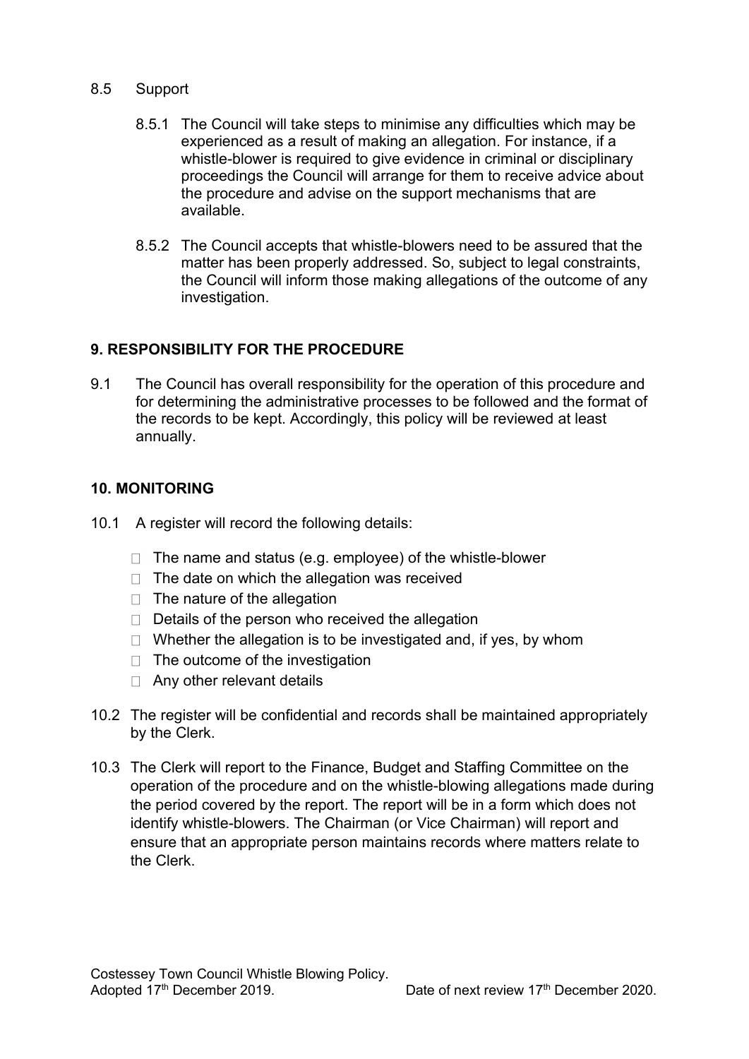8.5 Support

8.5.1 The Council will take steps to minimise any difficulties which may be experienced as a result of making an allegation. For instance, if a whistle-blower is required to give evidence in criminal or disciplinary proceedings the Council will arrange for them to receive advice about the procedure and advise on the support mechanisms that are available.

8.5.2 The Council accepts that whistle-blowers need to be assured that the matter has been properly addressed. So, subject to legal constraints, the Council will inform those making allegations of the outcome of any investigation.

## 9. RESPONSIBILITY FOR THE PROCEDURE

9.1 The Council has overall responsibility for the operation of this procedure and for determining the administrative processes to be followed and the format of the records to be kept. Accordingly, this policy will be reviewed at least annually.

## 10. MONITORING

10.1 A register will record the following details:

- The name and status (e.g. employee) of the whistle-blower
- The date on which the allegation was received
- The nature of the allegation
- Details of the person who received the allegation
- Whether the allegation is to be investigated and, if yes, by whom
- The outcome of the investigation
- Any other relevant details

10.2 The register will be confidential and records shall be maintained appropriately by the Clerk.

10.3 The Clerk will report to the Finance, Budget and Staffing Committee on the operation of the procedure and on the whistle-blowing allegations made during the period covered by the report. The report will be in a form which does not identify whistle-blowers. The Chairman (or Vice Chairman) will report and ensure that an appropriate person maintains records where matters relate to the Clerk.

Costessey Town Council Whistle Blowing Policy.
Adopted 17th December 2019. Date of next review 17th December 2020.